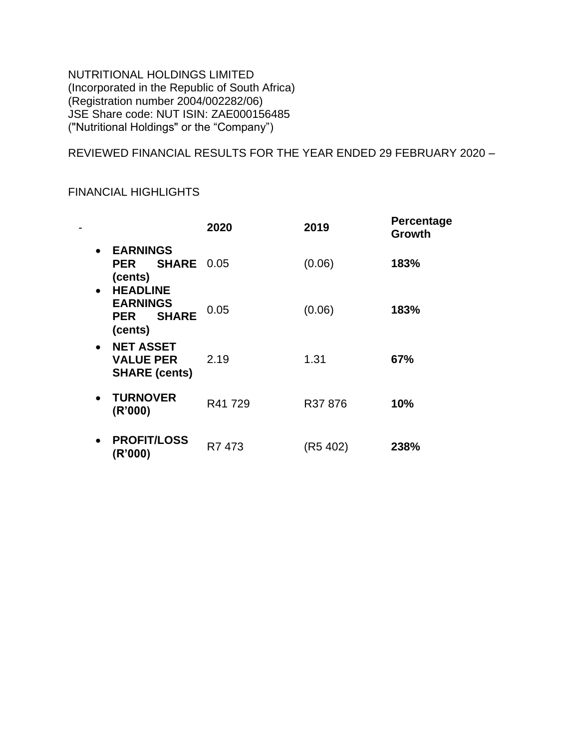NUTRITIONAL HOLDINGS LIMITED
(Incorporated in the Republic of South Africa)
(Registration number 2004/002282/06)
JSE Share code: NUT ISIN: ZAE000156485
("Nutritional Holdings" or the "Company")

REVIEWED FINANCIAL RESULTS FOR THE YEAR ENDED 29 FEBRUARY 2020 –

FINANCIAL HIGHLIGHTS

| - | 2020 | 2019 | Percentage Growth |
|---|---|---|---|
| • **EARNINGS PER SHARE (cents)** | 0.05 | (0.06) | **183%** |
| • **HEADLINE EARNINGS PER SHARE (cents)** | 0.05 | (0.06) | **183%** |
| • **NET ASSET VALUE PER SHARE (cents)** | 2.19 | 1.31 | **67%** |
| • **TURNOVER (R'000)** | R41 729 | R37 876 | **10%** |
| • **PROFIT/LOSS (R'000)** | R7 473 | (R5 402) | **238%** |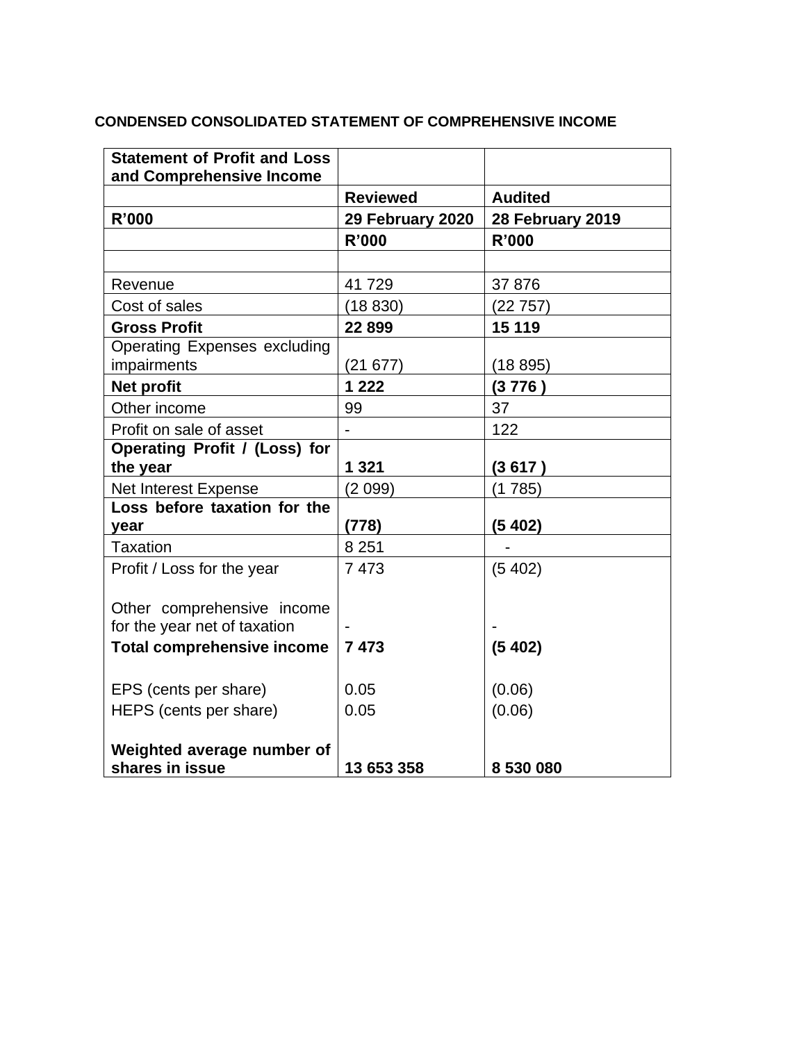**CONDENSED CONSOLIDATED STATEMENT OF COMPREHENSIVE INCOME**

| **Statement of Profit and Loss and Comprehensive Income** | | |
|---|---|---|
| | **Reviewed** | **Audited** |
| **R'000** | **29 February 2020** | **28 February 2019** |
| | **R'000** | **R'000** |
| | | |
| Revenue | 41 729 | 37 876 |
| Cost of sales | (18 830) | (22 757) |
| **Gross Profit** | **22 899** | **15 119** |
| Operating Expenses excluding impairments | (21 677) | (18 895) |
| **Net profit** | **1 222** | **(3 776 )** |
| Other income | 99 | 37 |
| Profit on sale of asset | - | 122 |
| **Operating Profit / (Loss) for the year** | **1 321** | **(3 617 )** |
| Net Interest Expense | (2 099) | (1 785) |
| **Loss before taxation for the year** | **(778)** | **(5 402)** |
| Taxation | 8 251 | - |
| Profit / Loss for the year | 7 473 | (5 402) |
| Other comprehensive income for the year net of taxation | - | - |
| **Total comprehensive income** | **7 473** | **(5 402)** |
| EPS (cents per share) | 0.05 | (0.06) |
| HEPS (cents per share) | 0.05 | (0.06) |
| **Weighted average number of shares in issue** | **13 653 358** | **8 530 080** |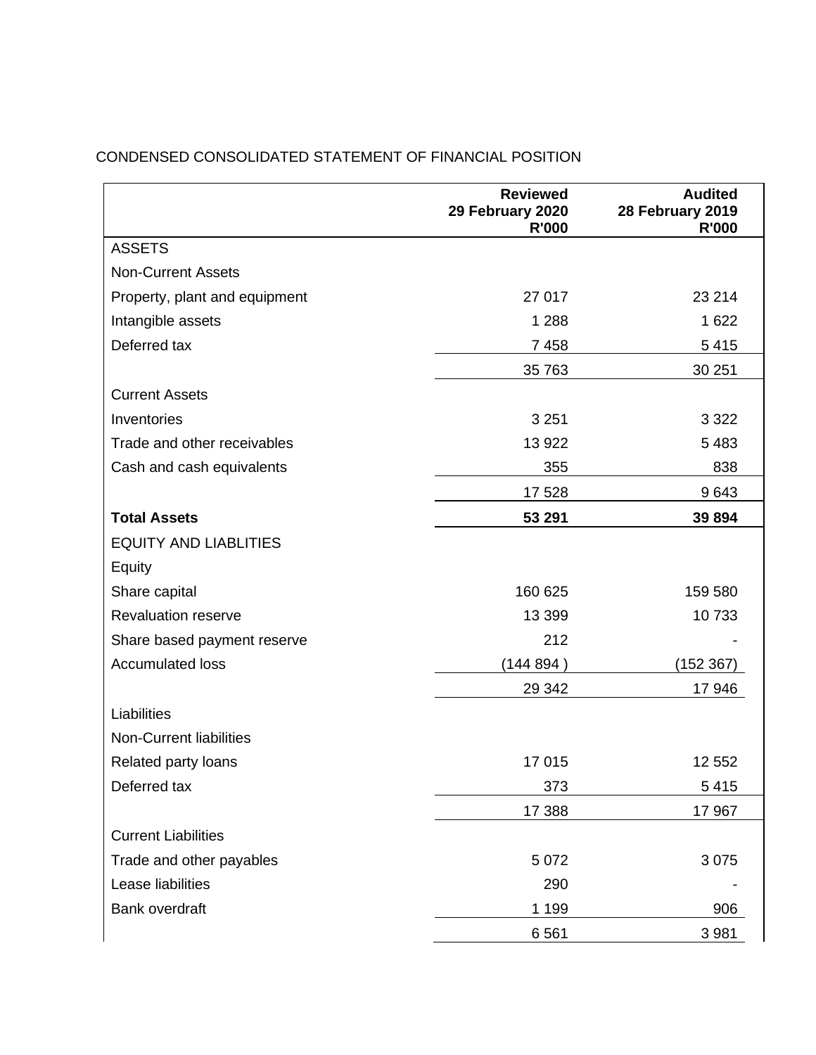CONDENSED CONSOLIDATED STATEMENT OF FINANCIAL POSITION

| | **Reviewed 29 February 2020 R'000** | **Audited 28 February 2019 R'000** |
|---|---|---|
| ASSETS | | |
| Non-Current Assets | | |
| Property, plant and equipment | 27 017 | 23 214 |
| Intangible assets | 1 288 | 1 622 |
| Deferred tax | 7 458 | 5 415 |
| | 35 763 | 30 251 |
| Current Assets | | |
| Inventories | 3 251 | 3 322 |
| Trade and other receivables | 13 922 | 5 483 |
| Cash and cash equivalents | 355 | 838 |
| | 17 528 | 9 643 |
| **Total Assets** | **53 291** | **39 894** |
| EQUITY AND LIABLITIES | | |
| Equity | | |
| Share capital | 160 625 | 159 580 |
| Revaluation reserve | 13 399 | 10 733 |
| Share based payment reserve | 212 | - |
| Accumulated loss | (144 894 ) | (152 367) |
| | 29 342 | 17 946 |
| Liabilities | | |
| Non-Current liabilities | | |
| Related party loans | 17 015 | 12 552 |
| Deferred tax | 373 | 5 415 |
| | 17 388 | 17 967 |
| Current Liabilities | | |
| Trade and other payables | 5 072 | 3 075 |
| Lease liabilities | 290 | - |
| Bank overdraft | 1 199 | 906 |
| | 6 561 | 3 981 |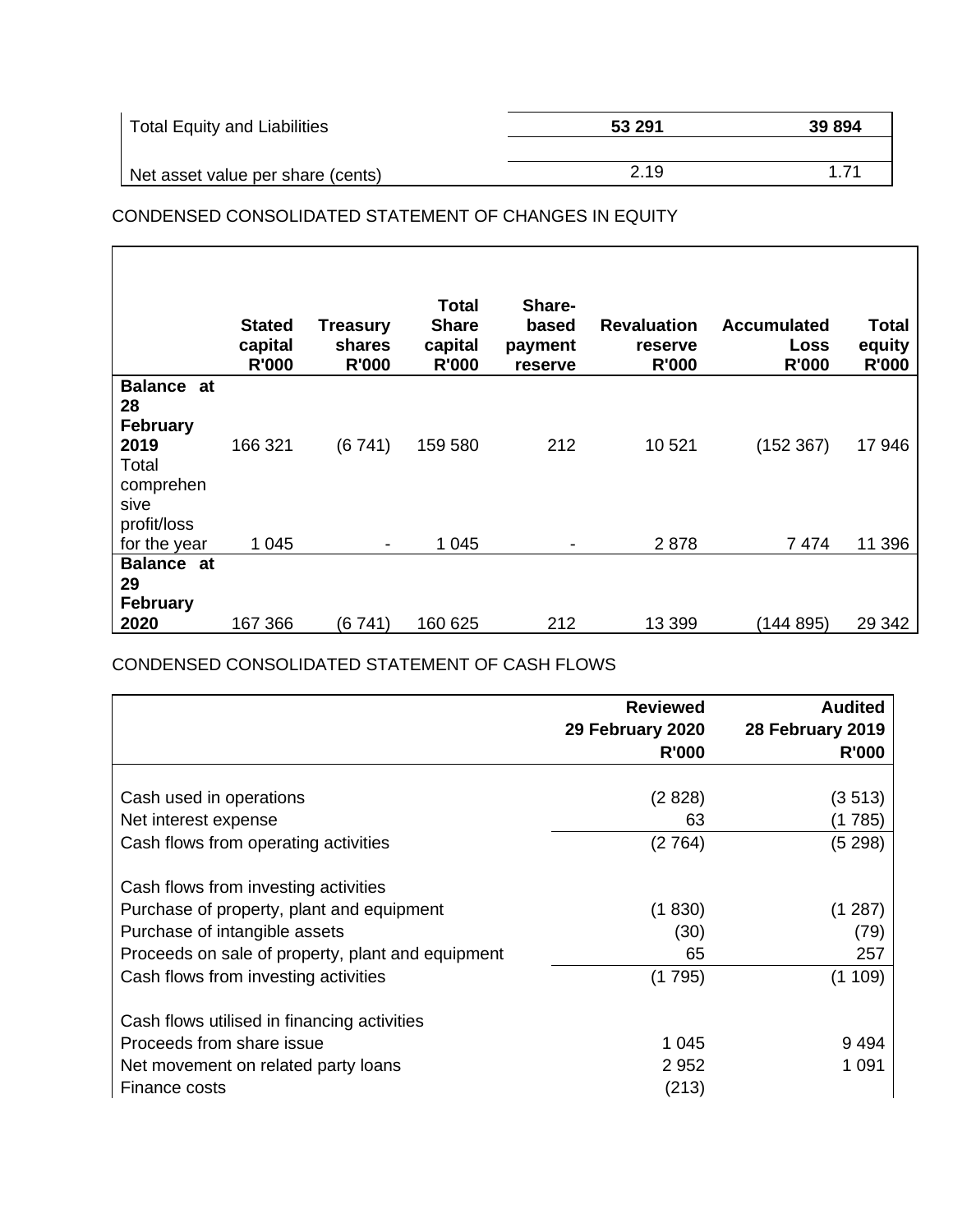| Total Equity and Liabilities | **53 291** | **39 894** |
|---|---|---|
| | | |
| Net asset value per share (cents) | 2.19 | 1.71 |

CONDENSED CONSOLIDATED STATEMENT OF CHANGES IN EQUITY

| | **Stated capital R'000** | **Treasury shares R'000** | **Total Share capital R'000** | **Share-based payment reserve** | **Revaluation reserve R'000** | **Accumulated Loss R'000** | **Total equity R'000** |
|---|---|---|---|---|---|---|---|
| **Balance at 28 February 2019** | 166 321 | (6 741) | 159 580 | 212 | 10 521 | (152 367) | 17 946 |
| Total comprehensive profit/loss for the year | 1 045 | - | 1 045 | - | 2 878 | 7 474 | 11 396 |
| **Balance at 29 February 2020** | 167 366 | (6 741) | 160 625 | 212 | 13 399 | (144 895) | 29 342 |

CONDENSED CONSOLIDATED STATEMENT OF CASH FLOWS

| | **Reviewed 29 February 2020 R'000** | **Audited 28 February 2019 R'000** |
|---|---|---|
| Cash used in operations | (2 828) | (3 513) |
| Net interest expense | 63 | (1 785) |
| Cash flows from operating activities | (2 764) | (5 298) |
| | | |
| Cash flows from investing activities | | |
| Purchase of property, plant and equipment | (1 830) | (1 287) |
| Purchase of intangible assets | (30) | (79) |
| Proceeds on sale of property, plant and equipment | 65 | 257 |
| Cash flows from investing activities | (1 795) | (1 109) |
| | | |
| Cash flows utilised in financing activities | | |
| Proceeds from share issue | 1 045 | 9 494 |
| Net movement on related party loans | 2 952 | 1 091 |
| Finance costs | (213) | |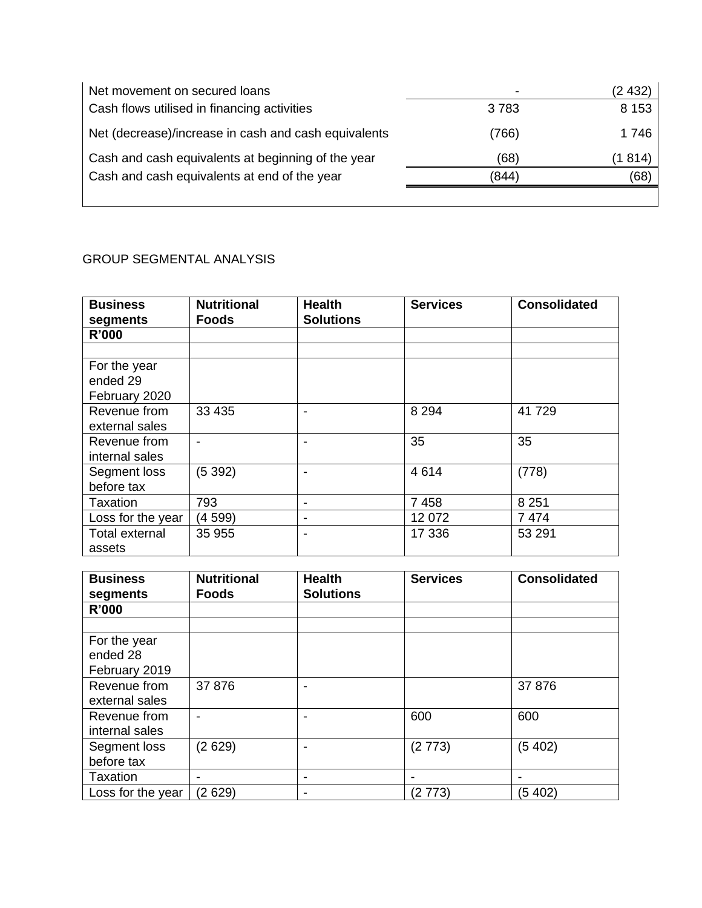| | | |
|---|---|---|
| Net movement on secured loans | - | (2 432) |
| Cash flows utilised in financing activities | 3 783 | 8 153 |
| Net (decrease)/increase in cash and cash equivalents | (766) | 1 746 |
| Cash and cash equivalents at beginning of the year | (68) | (1 814) |
| Cash and cash equivalents at end of the year | (844) | (68) |

GROUP SEGMENTAL ANALYSIS

| **Business segments** | **Nutritional Foods** | **Health Solutions** | **Services** | **Consolidated** |
|---|---|---|---|---|
| **R'000** | | | | |
| | | | | |
| For the year ended 29 February 2020 | | | | |
| Revenue from external sales | 33 435 | - | 8 294 | 41 729 |
| Revenue from internal sales | - | - | 35 | 35 |
| Segment loss before tax | (5 392) | - | 4 614 | (778) |
| Taxation | 793 | - | 7 458 | 8 251 |
| Loss for the year | (4 599) | - | 12 072 | 7 474 |
| Total external assets | 35 955 | - | 17 336 | 53 291 |

| **Business segments** | **Nutritional Foods** | **Health Solutions** | **Services** | **Consolidated** |
|---|---|---|---|---|
| **R'000** | | | | |
| | | | | |
| For the year ended 28 February 2019 | | | | |
| Revenue from external sales | 37 876 | - | | 37 876 |
| Revenue from internal sales | - | - | 600 | 600 |
| Segment loss before tax | (2 629) | - | (2 773) | (5 402) |
| Taxation | - | - | - | - |
| Loss for the year | (2 629) | - | (2 773) | (5 402) |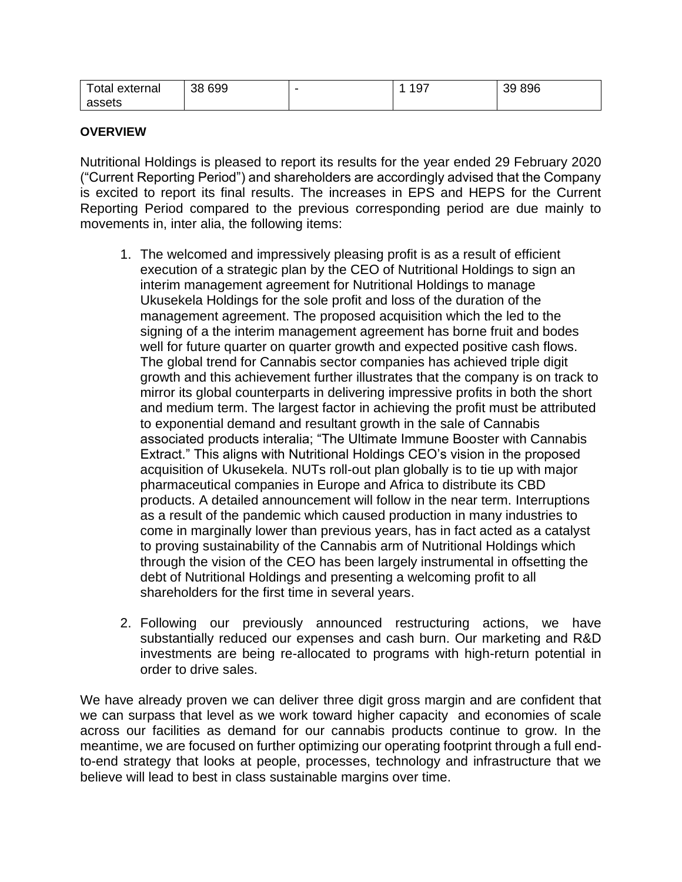| Total external assets | 38 699 | - | 1 197 | 39 896 |
|---|---|---|---|---|

**OVERVIEW**

Nutritional Holdings is pleased to report its results for the year ended 29 February 2020 ("Current Reporting Period") and shareholders are accordingly advised that the Company is excited to report its final results. The increases in EPS and HEPS for the Current Reporting Period compared to the previous corresponding period are due mainly to movements in, inter alia, the following items:

1. The welcomed and impressively pleasing profit is as a result of efficient execution of a strategic plan by the CEO of Nutritional Holdings to sign an interim management agreement for Nutritional Holdings to manage Ukusekela Holdings for the sole profit and loss of the duration of the management agreement. The proposed acquisition which the led to the signing of a the interim management agreement has borne fruit and bodes well for future quarter on quarter growth and expected positive cash flows. The global trend for Cannabis sector companies has achieved triple digit growth and this achievement further illustrates that the company is on track to mirror its global counterparts in delivering impressive profits in both the short and medium term. The largest factor in achieving the profit must be attributed to exponential demand and resultant growth in the sale of Cannabis associated products interalia; "The Ultimate Immune Booster with Cannabis Extract." This aligns with Nutritional Holdings CEO's vision in the proposed acquisition of Ukusekela. NUTs roll-out plan globally is to tie up with major pharmaceutical companies in Europe and Africa to distribute its CBD products. A detailed announcement will follow in the near term. Interruptions as a result of the pandemic which caused production in many industries to come in marginally lower than previous years, has in fact acted as a catalyst to proving sustainability of the Cannabis arm of Nutritional Holdings which through the vision of the CEO has been largely instrumental in offsetting the debt of Nutritional Holdings and presenting a welcoming profit to all shareholders for the first time in several years.

2. Following our previously announced restructuring actions, we have substantially reduced our expenses and cash burn. Our marketing and R&D investments are being re-allocated to programs with high-return potential in order to drive sales.

We have already proven we can deliver three digit gross margin and are confident that we can surpass that level as we work toward higher capacity and economies of scale across our facilities as demand for our cannabis products continue to grow. In the meantime, we are focused on further optimizing our operating footprint through a full end-to-end strategy that looks at people, processes, technology and infrastructure that we believe will lead to best in class sustainable margins over time.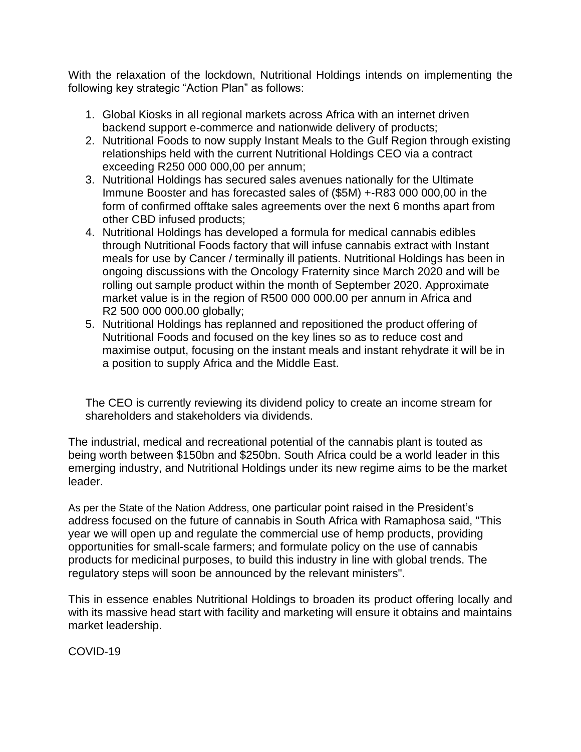With the relaxation of the lockdown, Nutritional Holdings intends on implementing the following key strategic "Action Plan" as follows:

1. Global Kiosks in all regional markets across Africa with an internet driven backend support e-commerce and nationwide delivery of products;
2. Nutritional Foods to now supply Instant Meals to the Gulf Region through existing relationships held with the current Nutritional Holdings CEO via a contract exceeding R250 000 000,00 per annum;
3. Nutritional Holdings has secured sales avenues nationally for the Ultimate Immune Booster and has forecasted sales of ($5M) +-R83 000 000,00 in the form of confirmed offtake sales agreements over the next 6 months apart from other CBD infused products;
4. Nutritional Holdings has developed a formula for medical cannabis edibles through Nutritional Foods factory that will infuse cannabis extract with Instant meals for use by Cancer / terminally ill patients. Nutritional Holdings has been in ongoing discussions with the Oncology Fraternity since March 2020 and will be rolling out sample product within the month of September 2020. Approximate market value is in the region of R500 000 000.00 per annum in Africa and R2 500 000 000.00 globally;
5. Nutritional Holdings has replanned and repositioned the product offering of Nutritional Foods and focused on the key lines so as to reduce cost and maximise output, focusing on the instant meals and instant rehydrate it will be in a position to supply Africa and the Middle East.

The CEO is currently reviewing its dividend policy to create an income stream for shareholders and stakeholders via dividends.

The industrial, medical and recreational potential of the cannabis plant is touted as being worth between $150bn and $250bn. South Africa could be a world leader in this emerging industry, and Nutritional Holdings under its new regime aims to be the market leader.

As per the State of the Nation Address, one particular point raised in the President's address focused on the future of cannabis in South Africa with Ramaphosa said, "This year we will open up and regulate the commercial use of hemp products, providing opportunities for small-scale farmers; and formulate policy on the use of cannabis products for medicinal purposes, to build this industry in line with global trends. The regulatory steps will soon be announced by the relevant ministers".

This in essence enables Nutritional Holdings to broaden its product offering locally and with its massive head start with facility and marketing will ensure it obtains and maintains market leadership.

COVID-19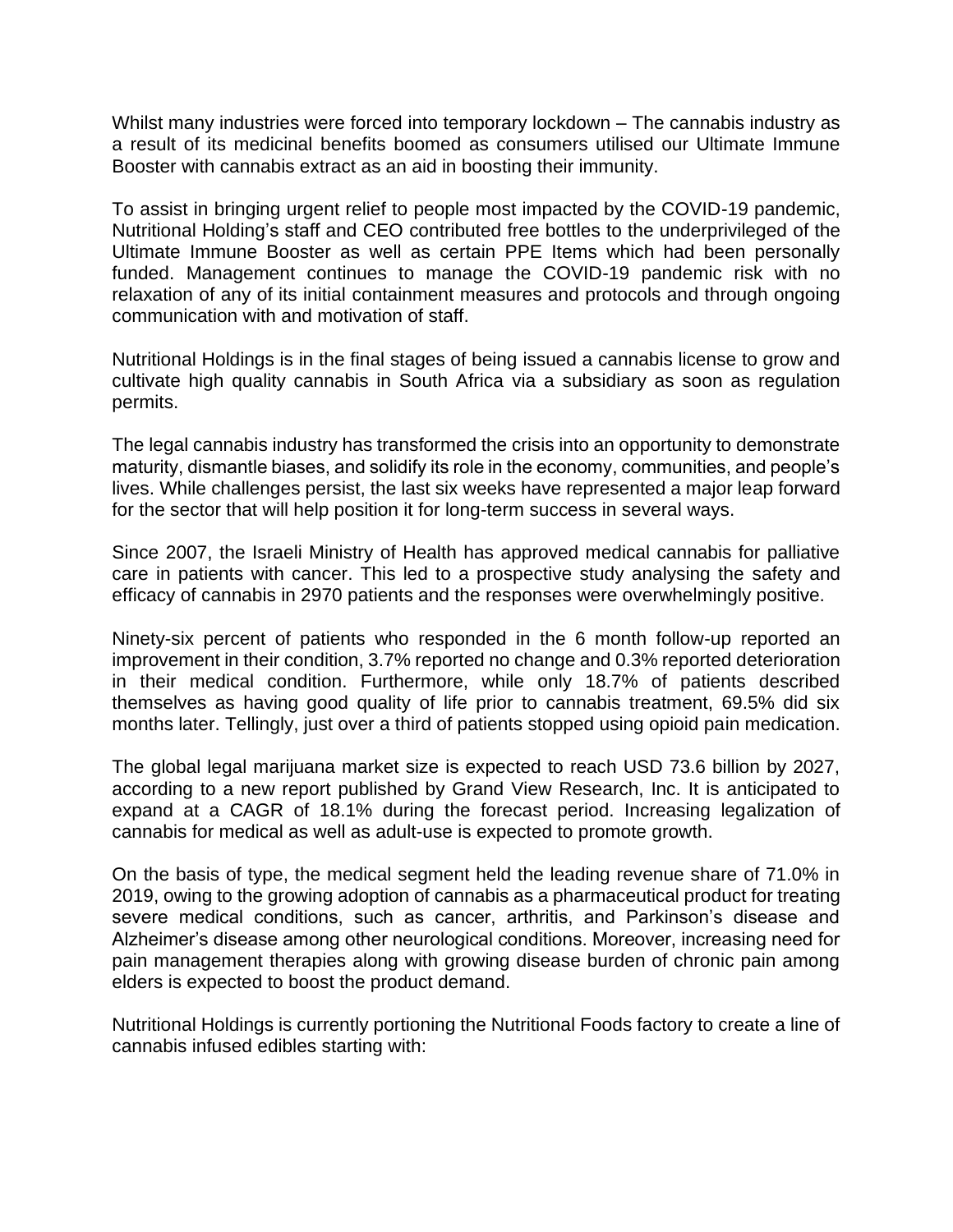Whilst many industries were forced into temporary lockdown – The cannabis industry as a result of its medicinal benefits boomed as consumers utilised our Ultimate Immune Booster with cannabis extract as an aid in boosting their immunity.

To assist in bringing urgent relief to people most impacted by the COVID-19 pandemic, Nutritional Holding's staff and CEO contributed free bottles to the underprivileged of the Ultimate Immune Booster as well as certain PPE Items which had been personally funded. Management continues to manage the COVID-19 pandemic risk with no relaxation of any of its initial containment measures and protocols and through ongoing communication with and motivation of staff.

Nutritional Holdings is in the final stages of being issued a cannabis license to grow and cultivate high quality cannabis in South Africa via a subsidiary as soon as regulation permits.

The legal cannabis industry has transformed the crisis into an opportunity to demonstrate maturity, dismantle biases, and solidify its role in the economy, communities, and people's lives. While challenges persist, the last six weeks have represented a major leap forward for the sector that will help position it for long-term success in several ways.

Since 2007, the Israeli Ministry of Health has approved medical cannabis for palliative care in patients with cancer. This led to a prospective study analysing the safety and efficacy of cannabis in 2970 patients and the responses were overwhelmingly positive.

Ninety-six percent of patients who responded in the 6 month follow-up reported an improvement in their condition, 3.7% reported no change and 0.3% reported deterioration in their medical condition. Furthermore, while only 18.7% of patients described themselves as having good quality of life prior to cannabis treatment, 69.5% did six months later. Tellingly, just over a third of patients stopped using opioid pain medication.

The global legal marijuana market size is expected to reach USD 73.6 billion by 2027, according to a new report published by Grand View Research, Inc. It is anticipated to expand at a CAGR of 18.1% during the forecast period. Increasing legalization of cannabis for medical as well as adult-use is expected to promote growth.

On the basis of type, the medical segment held the leading revenue share of 71.0% in 2019, owing to the growing adoption of cannabis as a pharmaceutical product for treating severe medical conditions, such as cancer, arthritis, and Parkinson's disease and Alzheimer's disease among other neurological conditions. Moreover, increasing need for pain management therapies along with growing disease burden of chronic pain among elders is expected to boost the product demand.

Nutritional Holdings is currently portioning the Nutritional Foods factory to create a line of cannabis infused edibles starting with: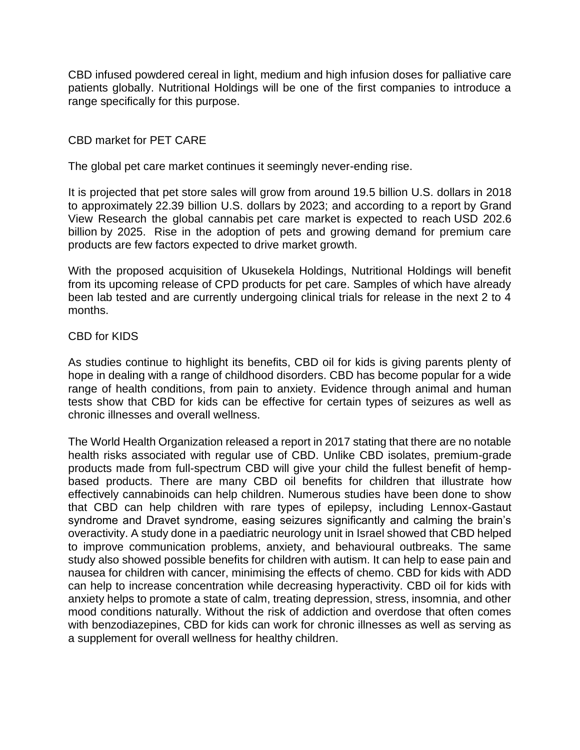CBD infused powdered cereal in light, medium and high infusion doses for palliative care patients globally. Nutritional Holdings will be one of the first companies to introduce a range specifically for this purpose.

## CBD market for PET CARE

The global pet care market continues it seemingly never-ending rise.

It is projected that pet store sales will grow from around 19.5 billion U.S. dollars in 2018 to approximately 22.39 billion U.S. dollars by 2023; and according to a report by Grand View Research the global cannabis pet care market is expected to reach USD 202.6 billion by 2025. Rise in the adoption of pets and growing demand for premium care products are few factors expected to drive market growth.

With the proposed acquisition of Ukusekela Holdings, Nutritional Holdings will benefit from its upcoming release of CPD products for pet care. Samples of which have already been lab tested and are currently undergoing clinical trials for release in the next 2 to 4 months.

## CBD for KIDS

As studies continue to highlight its benefits, CBD oil for kids is giving parents plenty of hope in dealing with a range of childhood disorders. CBD has become popular for a wide range of health conditions, from pain to anxiety. Evidence through animal and human tests show that CBD for kids can be effective for certain types of seizures as well as chronic illnesses and overall wellness.

The World Health Organization released a report in 2017 stating that there are no notable health risks associated with regular use of CBD. Unlike CBD isolates, premium-grade products made from full-spectrum CBD will give your child the fullest benefit of hemp-based products. There are many CBD oil benefits for children that illustrate how effectively cannabinoids can help children. Numerous studies have been done to show that CBD can help children with rare types of epilepsy, including Lennox-Gastaut syndrome and Dravet syndrome, easing seizures significantly and calming the brain's overactivity. A study done in a paediatric neurology unit in Israel showed that CBD helped to improve communication problems, anxiety, and behavioural outbreaks. The same study also showed possible benefits for children with autism. It can help to ease pain and nausea for children with cancer, minimising the effects of chemo. CBD for kids with ADD can help to increase concentration while decreasing hyperactivity. CBD oil for kids with anxiety helps to promote a state of calm, treating depression, stress, insomnia, and other mood conditions naturally. Without the risk of addiction and overdose that often comes with benzodiazepines, CBD for kids can work for chronic illnesses as well as serving as a supplement for overall wellness for healthy children.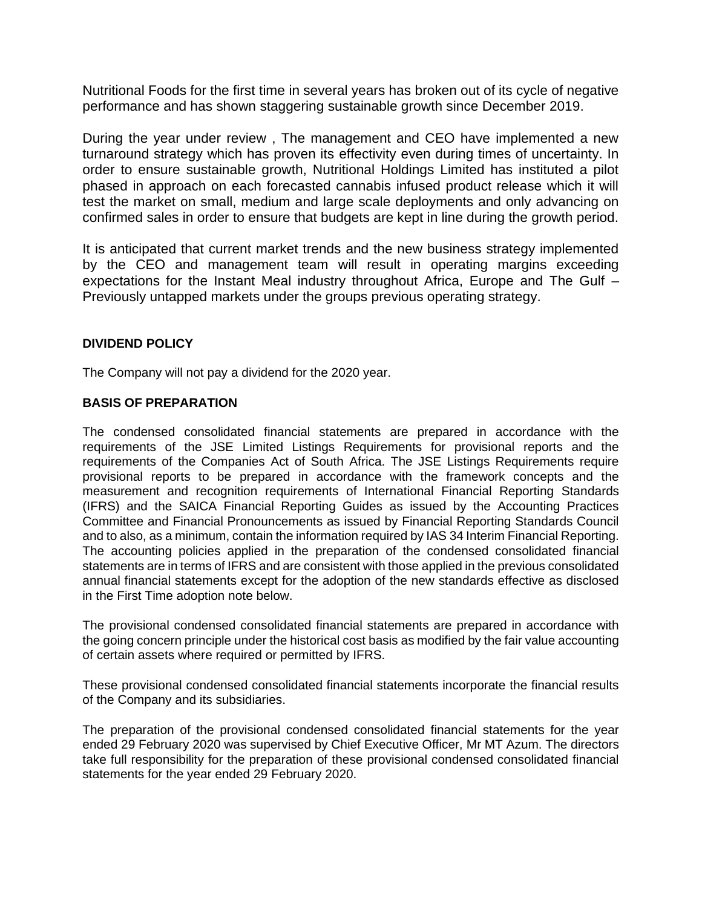Nutritional Foods for the first time in several years has broken out of its cycle of negative performance and has shown staggering sustainable growth since December 2019.

During the year under review , The management and CEO have implemented a new turnaround strategy which has proven its effectivity even during times of uncertainty. In order to ensure sustainable growth, Nutritional Holdings Limited has instituted a pilot phased in approach on each forecasted cannabis infused product release which it will test the market on small, medium and large scale deployments and only advancing on confirmed sales in order to ensure that budgets are kept in line during the growth period.

It is anticipated that current market trends and the new business strategy implemented by the CEO and management team will result in operating margins exceeding expectations for the Instant Meal industry throughout Africa, Europe and The Gulf – Previously untapped markets under the groups previous operating strategy.

**DIVIDEND POLICY**

The Company will not pay a dividend for the 2020 year.

**BASIS OF PREPARATION**

The condensed consolidated financial statements are prepared in accordance with the requirements of the JSE Limited Listings Requirements for provisional reports and the requirements of the Companies Act of South Africa. The JSE Listings Requirements require provisional reports to be prepared in accordance with the framework concepts and the measurement and recognition requirements of International Financial Reporting Standards (IFRS) and the SAICA Financial Reporting Guides as issued by the Accounting Practices Committee and Financial Pronouncements as issued by Financial Reporting Standards Council and to also, as a minimum, contain the information required by IAS 34 Interim Financial Reporting. The accounting policies applied in the preparation of the condensed consolidated financial statements are in terms of IFRS and are consistent with those applied in the previous consolidated annual financial statements except for the adoption of the new standards effective as disclosed in the First Time adoption note below.

The provisional condensed consolidated financial statements are prepared in accordance with the going concern principle under the historical cost basis as modified by the fair value accounting of certain assets where required or permitted by IFRS.

These provisional condensed consolidated financial statements incorporate the financial results of the Company and its subsidiaries.

The preparation of the provisional condensed consolidated financial statements for the year ended 29 February 2020 was supervised by Chief Executive Officer, Mr MT Azum. The directors take full responsibility for the preparation of these provisional condensed consolidated financial statements for the year ended 29 February 2020.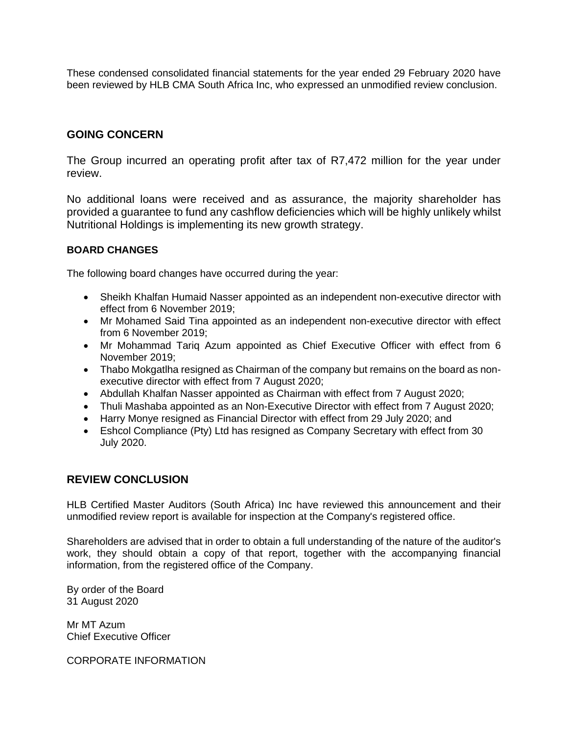These condensed consolidated financial statements for the year ended 29 February 2020 have been reviewed by HLB CMA South Africa Inc, who expressed an unmodified review conclusion.

## GOING CONCERN

The Group incurred an operating profit after tax of R7,472 million for the year under review.

No additional loans were received and as assurance, the majority shareholder has provided a guarantee to fund any cashflow deficiencies which will be highly unlikely whilst Nutritional Holdings is implementing its new growth strategy.

### BOARD CHANGES

The following board changes have occurred during the year:

- Sheikh Khalfan Humaid Nasser appointed as an independent non-executive director with effect from 6 November 2019;
- Mr Mohamed Said Tina appointed as an independent non-executive director with effect from 6 November 2019;
- Mr Mohammad Tariq Azum appointed as Chief Executive Officer with effect from 6 November 2019;
- Thabo Mokgatlha resigned as Chairman of the company but remains on the board as non-executive director with effect from 7 August 2020;
- Abdullah Khalfan Nasser appointed as Chairman with effect from 7 August 2020;
- Thuli Mashaba appointed as an Non-Executive Director with effect from 7 August 2020;
- Harry Monye resigned as Financial Director with effect from 29 July 2020; and
- Eshcol Compliance (Pty) Ltd has resigned as Company Secretary with effect from 30 July 2020.

## REVIEW CONCLUSION

HLB Certified Master Auditors (South Africa) Inc have reviewed this announcement and their unmodified review report is available for inspection at the Company's registered office.

Shareholders are advised that in order to obtain a full understanding of the nature of the auditor's work, they should obtain a copy of that report, together with the accompanying financial information, from the registered office of the Company.

By order of the Board
31 August 2020

Mr MT Azum
Chief Executive Officer

CORPORATE INFORMATION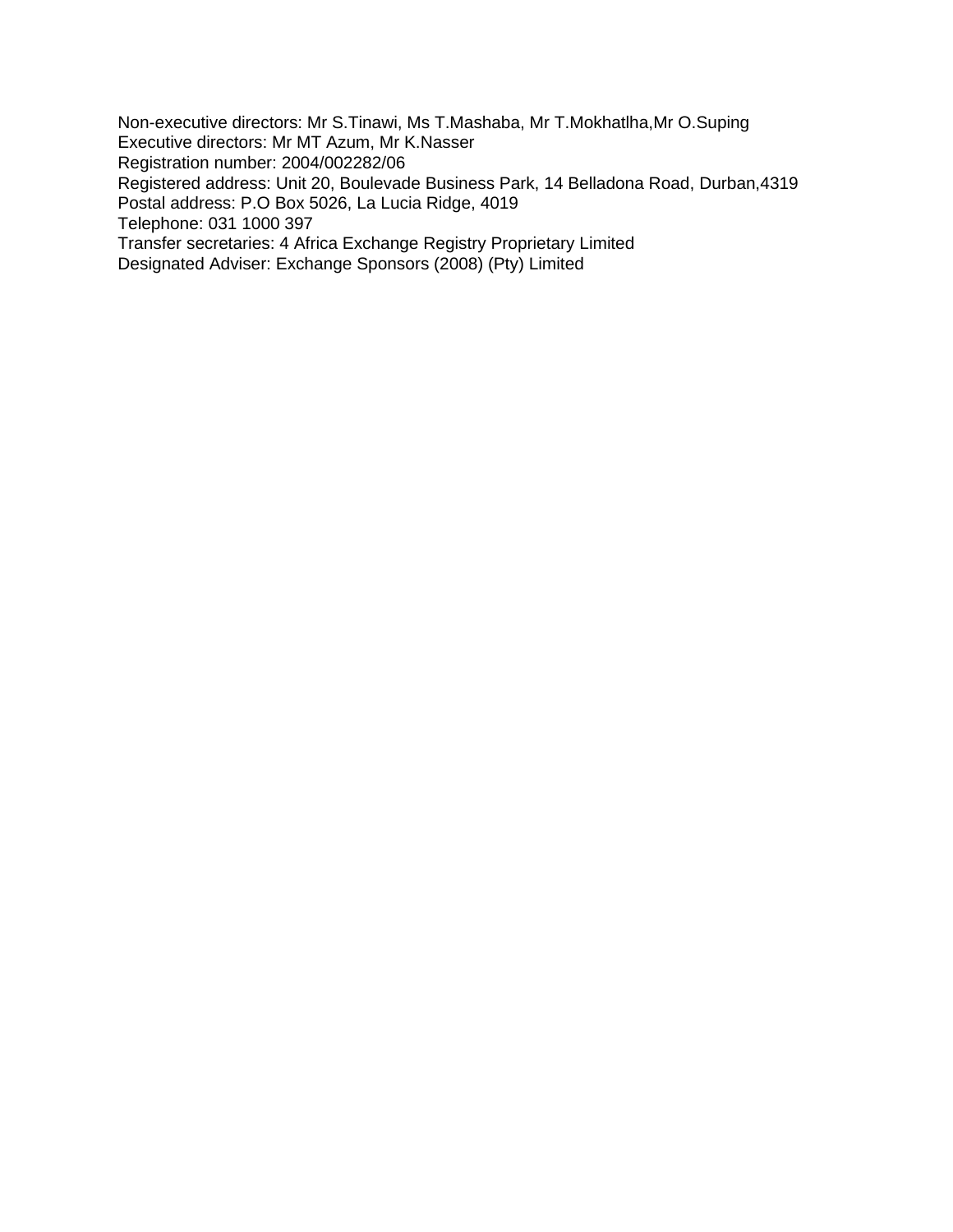Non-executive directors: Mr S.Tinawi, Ms T.Mashaba, Mr T.Mokhatlha,Mr O.Suping
Executive directors: Mr MT Azum, Mr K.Nasser
Registration number: 2004/002282/06
Registered address: Unit 20, Boulevade Business Park, 14 Belladona Road, Durban,4319
Postal address: P.O Box 5026, La Lucia Ridge, 4019
Telephone: 031 1000 397
Transfer secretaries: 4 Africa Exchange Registry Proprietary Limited
Designated Adviser: Exchange Sponsors (2008) (Pty) Limited